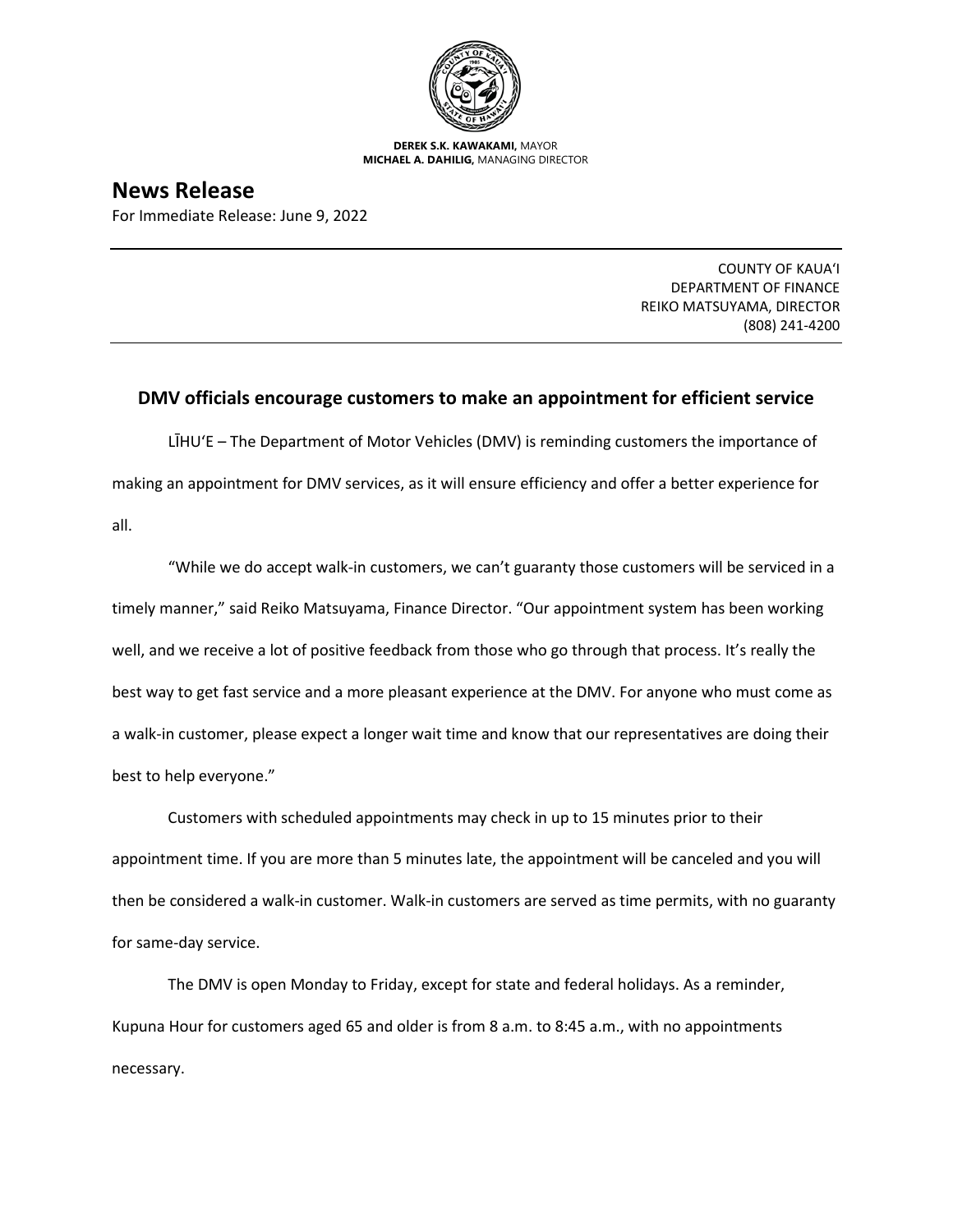**DEREK S.K. KAWAKAMI,** MAYOR
**MICHAEL A. DAHILIG,** MANAGING DIRECTOR

# News Release

For Immediate Release: June 9, 2022

COUNTY OF KAUAʻI
DEPARTMENT OF FINANCE
REIKO MATSUYAMA, DIRECTOR
(808) 241-4200

## DMV officials encourage customers to make an appointment for efficient service

LĪHUʻE – The Department of Motor Vehicles (DMV) is reminding customers the importance of making an appointment for DMV services, as it will ensure efficiency and offer a better experience for all.

"While we do accept walk-in customers, we can't guaranty those customers will be serviced in a timely manner," said Reiko Matsuyama, Finance Director. "Our appointment system has been working well, and we receive a lot of positive feedback from those who go through that process. It's really the best way to get fast service and a more pleasant experience at the DMV. For anyone who must come as a walk-in customer, please expect a longer wait time and know that our representatives are doing their best to help everyone."

Customers with scheduled appointments may check in up to 15 minutes prior to their appointment time. If you are more than 5 minutes late, the appointment will be canceled and you will then be considered a walk-in customer. Walk-in customers are served as time permits, with no guaranty for same-day service.

The DMV is open Monday to Friday, except for state and federal holidays. As a reminder, Kupuna Hour for customers aged 65 and older is from 8 a.m. to 8:45 a.m., with no appointments necessary.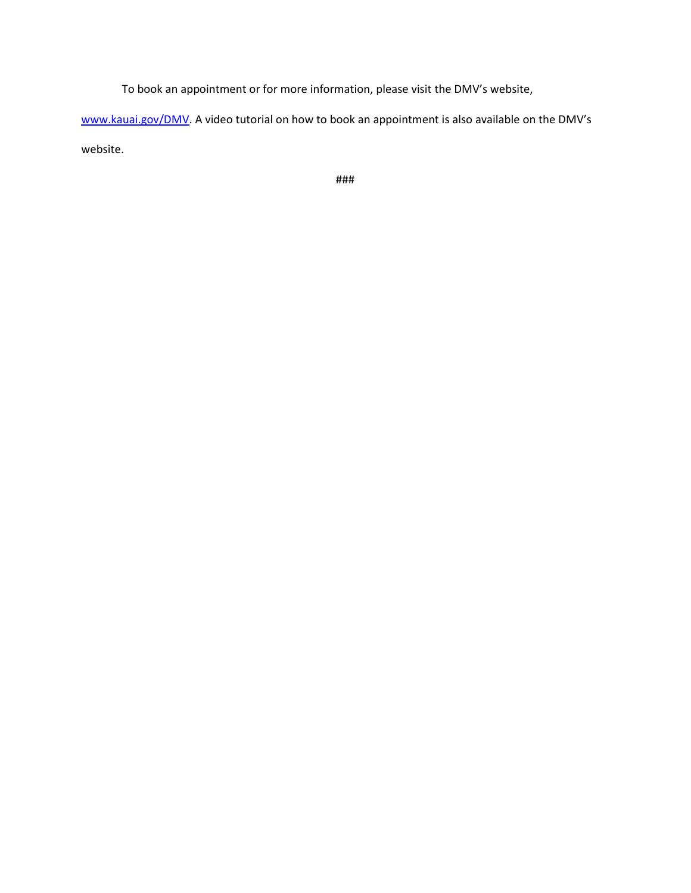To book an appointment or for more information, please visit the DMV's website, [www.kauai.gov/DMV](http://www.kauai.gov/DMV). A video tutorial on how to book an appointment is also available on the DMV's website.

###